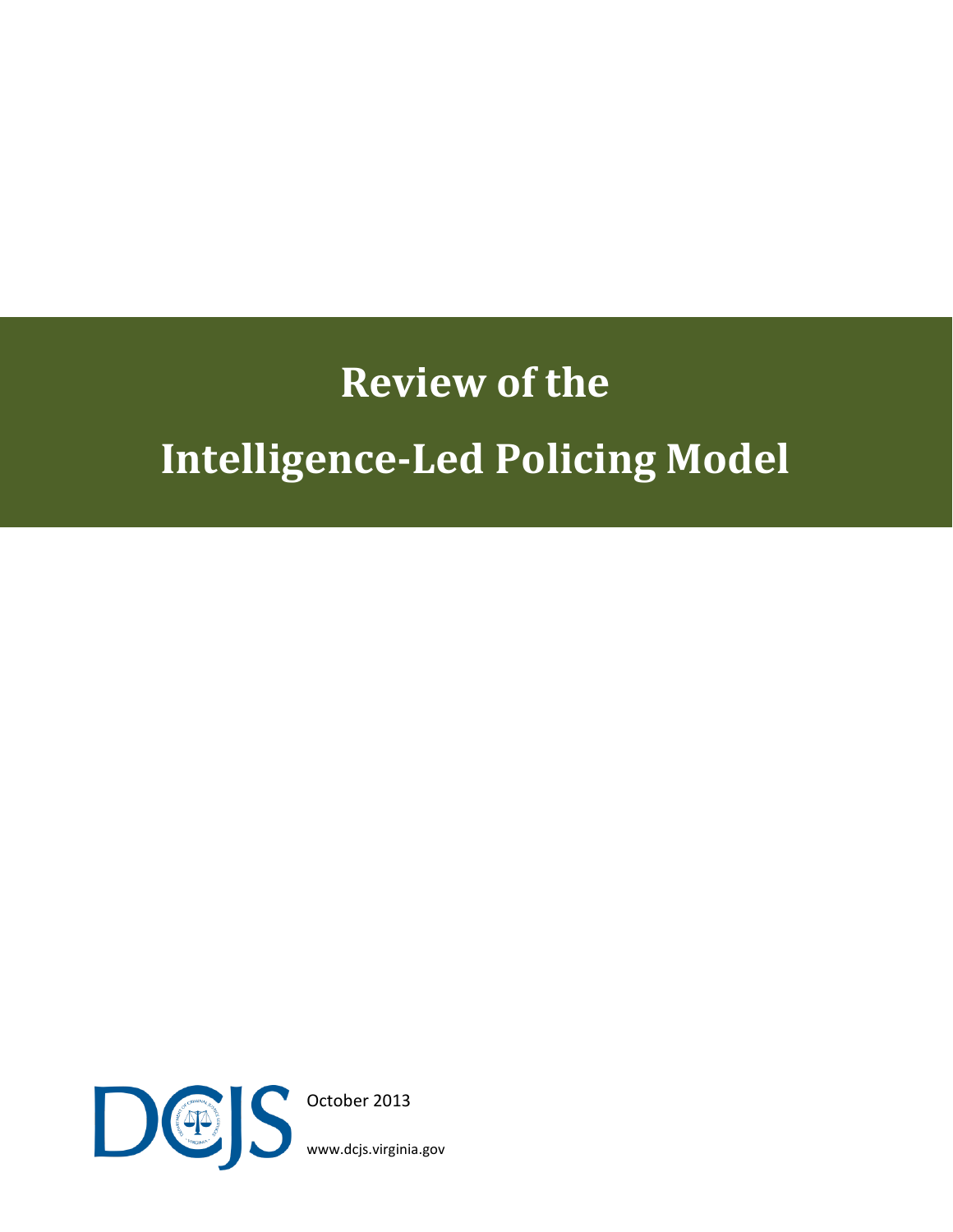# Review of the Intelligence-Led Policing Model

DCJS

October 2013

www.dcjs.virginia.gov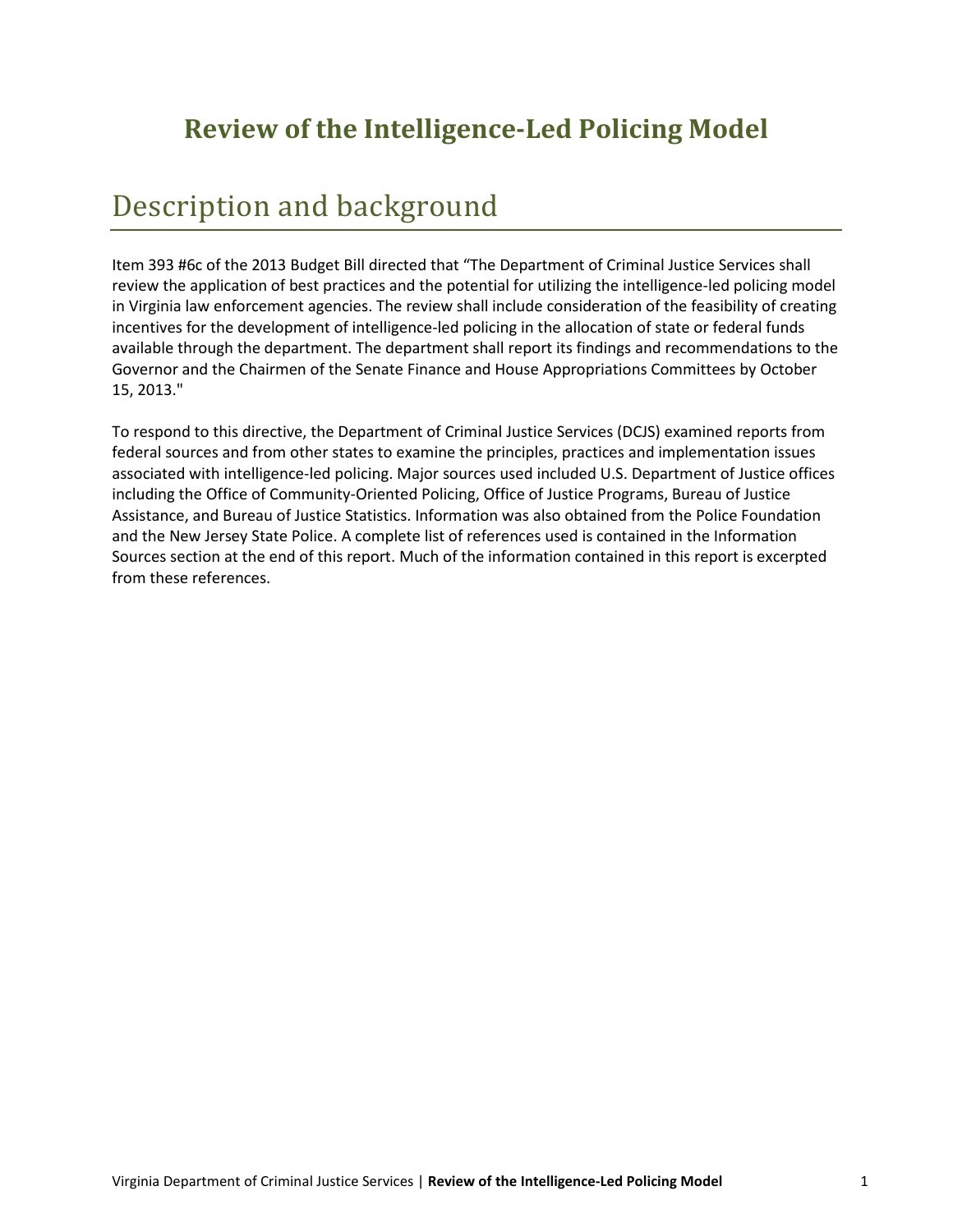# Review of the Intelligence-Led Policing Model

## Description and background

Item 393 #6c of the 2013 Budget Bill directed that "The Department of Criminal Justice Services shall review the application of best practices and the potential for utilizing the intelligence-led policing model in Virginia law enforcement agencies. The review shall include consideration of the feasibility of creating incentives for the development of intelligence-led policing in the allocation of state or federal funds available through the department. The department shall report its findings and recommendations to the Governor and the Chairmen of the Senate Finance and House Appropriations Committees by October 15, 2013."

To respond to this directive, the Department of Criminal Justice Services (DCJS) examined reports from federal sources and from other states to examine the principles, practices and implementation issues associated with intelligence-led policing. Major sources used included U.S. Department of Justice offices including the Office of Community-Oriented Policing, Office of Justice Programs, Bureau of Justice Assistance, and Bureau of Justice Statistics. Information was also obtained from the Police Foundation and the New Jersey State Police. A complete list of references used is contained in the Information Sources section at the end of this report. Much of the information contained in this report is excerpted from these references.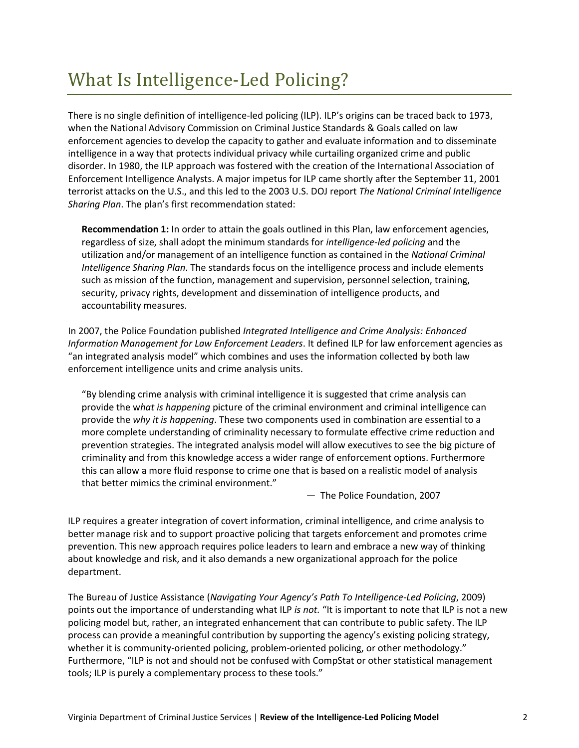# What Is Intelligence-Led Policing?

There is no single definition of intelligence-led policing (ILP). ILP's origins can be traced back to 1973, when the National Advisory Commission on Criminal Justice Standards & Goals called on law enforcement agencies to develop the capacity to gather and evaluate information and to disseminate intelligence in a way that protects individual privacy while curtailing organized crime and public disorder. In 1980, the ILP approach was fostered with the creation of the International Association of Enforcement Intelligence Analysts. A major impetus for ILP came shortly after the September 11, 2001 terrorist attacks on the U.S., and this led to the 2003 U.S. DOJ report *The National Criminal Intelligence Sharing Plan*. The plan's first recommendation stated:

> **Recommendation 1:** In order to attain the goals outlined in this Plan, law enforcement agencies, regardless of size, shall adopt the minimum standards for *intelligence-led policing* and the utilization and/or management of an intelligence function as contained in the *National Criminal Intelligence Sharing Plan*. The standards focus on the intelligence process and include elements such as mission of the function, management and supervision, personnel selection, training, security, privacy rights, development and dissemination of intelligence products, and accountability measures.

In 2007, the Police Foundation published *Integrated Intelligence and Crime Analysis: Enhanced Information Management for Law Enforcement Leaders*. It defined ILP for law enforcement agencies as "an integrated analysis model" which combines and uses the information collected by both law enforcement intelligence units and crime analysis units.

> "By blending crime analysis with criminal intelligence it is suggested that crime analysis can provide the w*hat is happening* picture of the criminal environment and criminal intelligence can provide the *why it is happening*. These two components used in combination are essential to a more complete understanding of criminality necessary to formulate effective crime reduction and prevention strategies. The integrated analysis model will allow executives to see the big picture of criminality and from this knowledge access a wider range of enforcement options. Furthermore this can allow a more fluid response to crime one that is based on a realistic model of analysis that better mimics the criminal environment."
>
> — The Police Foundation, 2007

ILP requires a greater integration of covert information, criminal intelligence, and crime analysis to better manage risk and to support proactive policing that targets enforcement and promotes crime prevention. This new approach requires police leaders to learn and embrace a new way of thinking about knowledge and risk, and it also demands a new organizational approach for the police department.

The Bureau of Justice Assistance (*Navigating Your Agency's Path To Intelligence-Led Policing*, 2009) points out the importance of understanding what ILP *is not.* "It is important to note that ILP is not a new policing model but, rather, an integrated enhancement that can contribute to public safety. The ILP process can provide a meaningful contribution by supporting the agency's existing policing strategy, whether it is community-oriented policing, problem-oriented policing, or other methodology." Furthermore, "ILP is not and should not be confused with CompStat or other statistical management tools; ILP is purely a complementary process to these tools."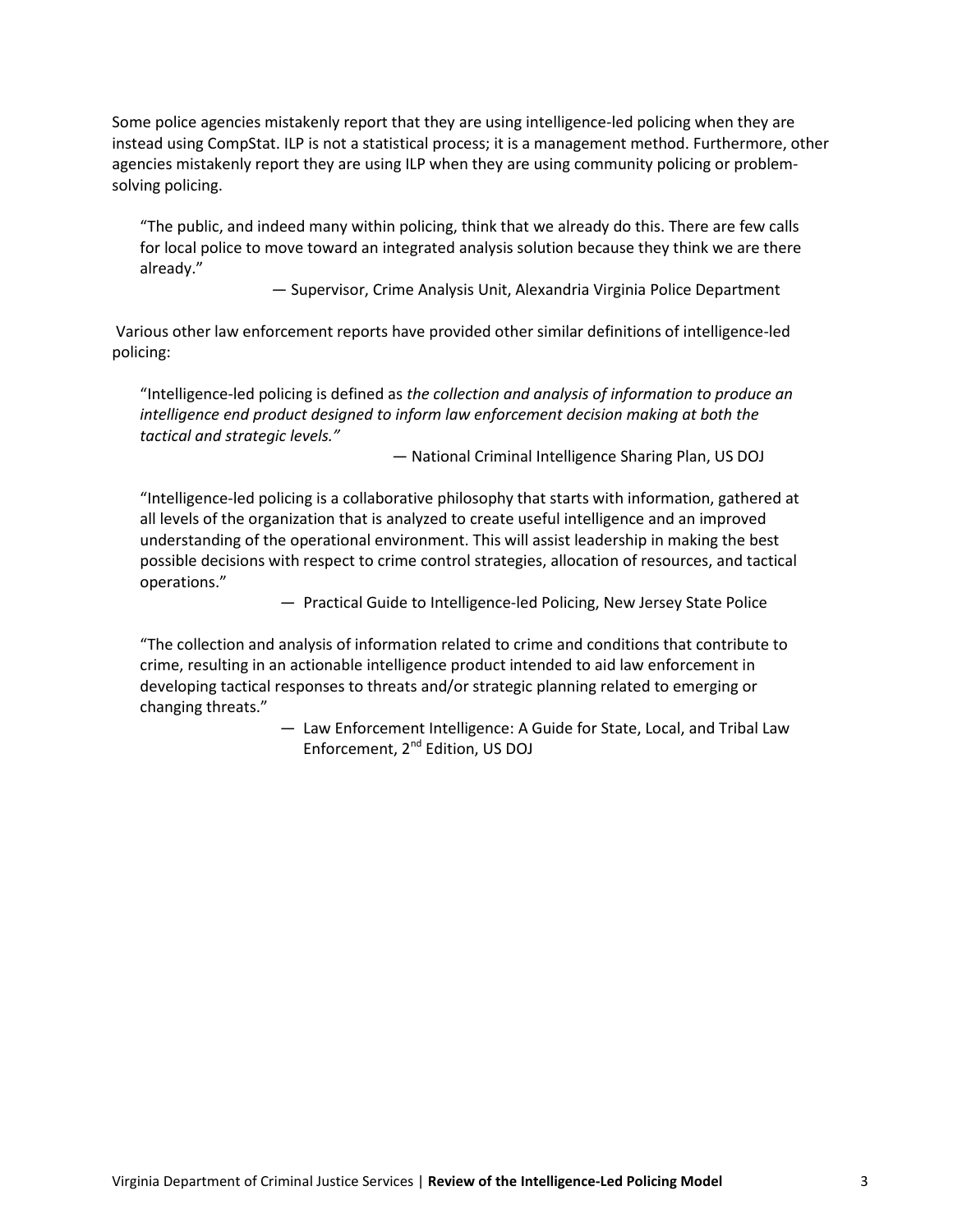Some police agencies mistakenly report that they are using intelligence-led policing when they are instead using CompStat. ILP is not a statistical process; it is a management method. Furthermore, other agencies mistakenly report they are using ILP when they are using community policing or problem-solving policing.

> "The public, and indeed many within policing, think that we already do this. There are few calls for local police to move toward an integrated analysis solution because they think we are there already."
>
> — Supervisor, Crime Analysis Unit, Alexandria Virginia Police Department

Various other law enforcement reports have provided other similar definitions of intelligence-led policing:

> "Intelligence-led policing is defined as *the collection and analysis of information to produce an intelligence end product designed to inform law enforcement decision making at both the tactical and strategic levels."*
>
> — National Criminal Intelligence Sharing Plan, US DOJ

> "Intelligence-led policing is a collaborative philosophy that starts with information, gathered at all levels of the organization that is analyzed to create useful intelligence and an improved understanding of the operational environment. This will assist leadership in making the best possible decisions with respect to crime control strategies, allocation of resources, and tactical operations."
>
> — Practical Guide to Intelligence-led Policing, New Jersey State Police

> "The collection and analysis of information related to crime and conditions that contribute to crime, resulting in an actionable intelligence product intended to aid law enforcement in developing tactical responses to threats and/or strategic planning related to emerging or changing threats."
>
> — Law Enforcement Intelligence: A Guide for State, Local, and Tribal Law Enforcement, 2nd Edition, US DOJ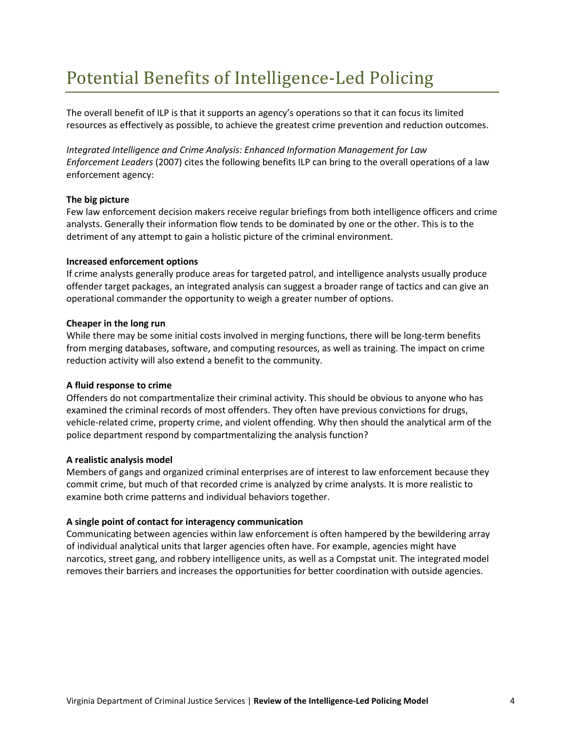# Potential Benefits of Intelligence-Led Policing

The overall benefit of ILP is that it supports an agency's operations so that it can focus its limited resources as effectively as possible, to achieve the greatest crime prevention and reduction outcomes.

*Integrated Intelligence and Crime Analysis: Enhanced Information Management for Law Enforcement Leaders* (2007) cites the following benefits ILP can bring to the overall operations of a law enforcement agency:

**The big picture**
Few law enforcement decision makers receive regular briefings from both intelligence officers and crime analysts. Generally their information flow tends to be dominated by one or the other. This is to the detriment of any attempt to gain a holistic picture of the criminal environment.

**Increased enforcement options**
If crime analysts generally produce areas for targeted patrol, and intelligence analysts usually produce offender target packages, an integrated analysis can suggest a broader range of tactics and can give an operational commander the opportunity to weigh a greater number of options.

**Cheaper in the long run**
While there may be some initial costs involved in merging functions, there will be long-term benefits from merging databases, software, and computing resources, as well as training. The impact on crime reduction activity will also extend a benefit to the community.

**A fluid response to crime**
Offenders do not compartmentalize their criminal activity. This should be obvious to anyone who has examined the criminal records of most offenders. They often have previous convictions for drugs, vehicle-related crime, property crime, and violent offending. Why then should the analytical arm of the police department respond by compartmentalizing the analysis function?

**A realistic analysis model**
Members of gangs and organized criminal enterprises are of interest to law enforcement because they commit crime, but much of that recorded crime is analyzed by crime analysts. It is more realistic to examine both crime patterns and individual behaviors together.

**A single point of contact for interagency communication**
Communicating between agencies within law enforcement is often hampered by the bewildering array of individual analytical units that larger agencies often have. For example, agencies might have narcotics, street gang, and robbery intelligence units, as well as a Compstat unit. The integrated model removes their barriers and increases the opportunities for better coordination with outside agencies.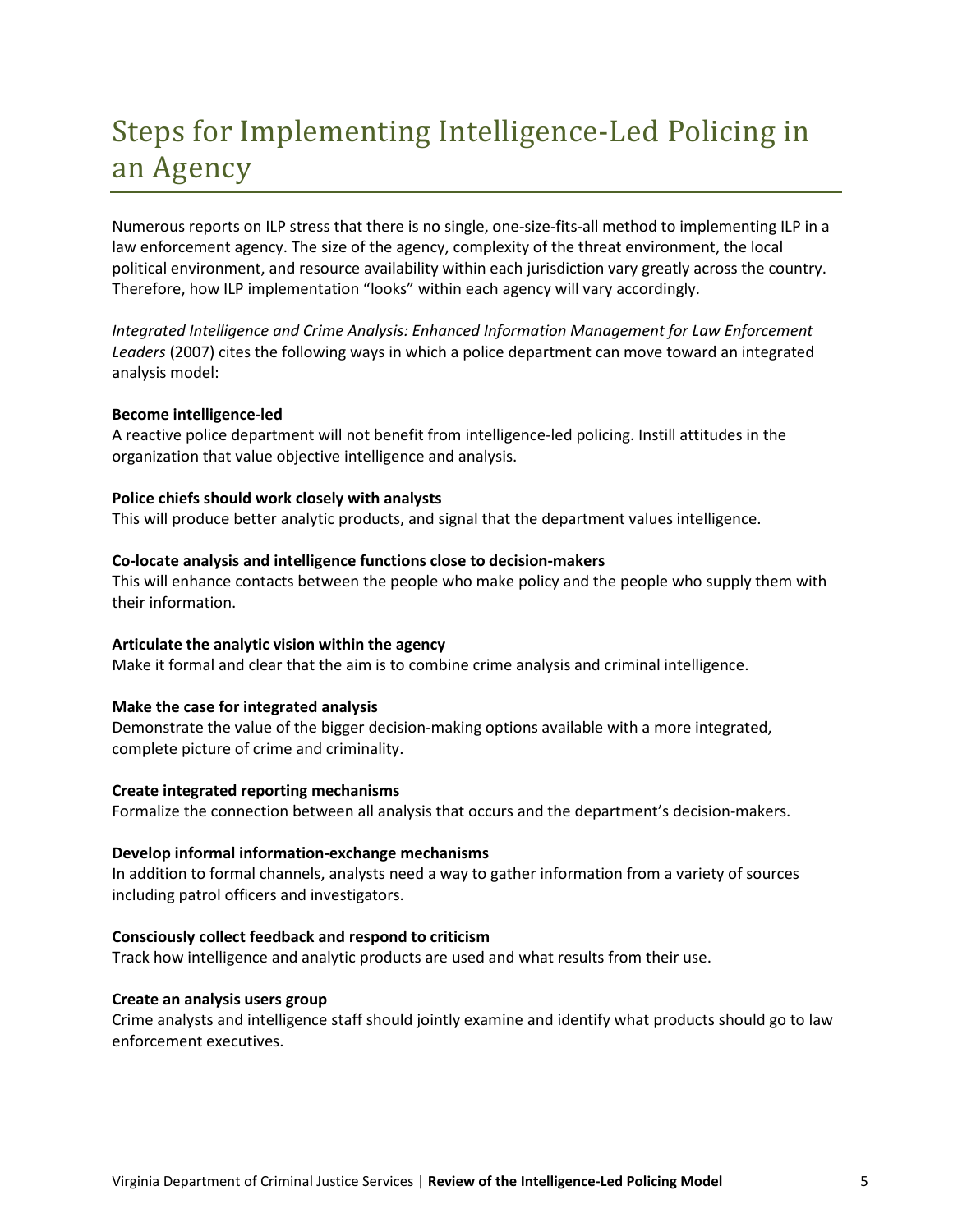# Steps for Implementing Intelligence-Led Policing in an Agency

Numerous reports on ILP stress that there is no single, one-size-fits-all method to implementing ILP in a law enforcement agency. The size of the agency, complexity of the threat environment, the local political environment, and resource availability within each jurisdiction vary greatly across the country. Therefore, how ILP implementation "looks" within each agency will vary accordingly.

*Integrated Intelligence and Crime Analysis: Enhanced Information Management for Law Enforcement Leaders* (2007) cites the following ways in which a police department can move toward an integrated analysis model:

**Become intelligence-led**
A reactive police department will not benefit from intelligence-led policing. Instill attitudes in the organization that value objective intelligence and analysis.

**Police chiefs should work closely with analysts**
This will produce better analytic products, and signal that the department values intelligence.

**Co-locate analysis and intelligence functions close to decision-makers**
This will enhance contacts between the people who make policy and the people who supply them with their information.

**Articulate the analytic vision within the agency**
Make it formal and clear that the aim is to combine crime analysis and criminal intelligence.

**Make the case for integrated analysis**
Demonstrate the value of the bigger decision-making options available with a more integrated, complete picture of crime and criminality.

**Create integrated reporting mechanisms**
Formalize the connection between all analysis that occurs and the department's decision-makers.

**Develop informal information-exchange mechanisms**
In addition to formal channels, analysts need a way to gather information from a variety of sources including patrol officers and investigators.

**Consciously collect feedback and respond to criticism**
Track how intelligence and analytic products are used and what results from their use.

**Create an analysis users group**
Crime analysts and intelligence staff should jointly examine and identify what products should go to law enforcement executives.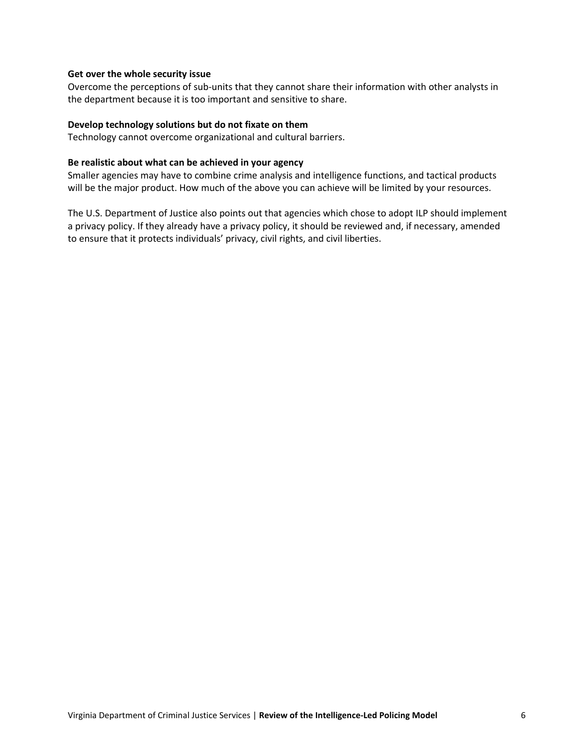**Get over the whole security issue**

Overcome the perceptions of sub-units that they cannot share their information with other analysts in the department because it is too important and sensitive to share.

**Develop technology solutions but do not fixate on them**

Technology cannot overcome organizational and cultural barriers.

**Be realistic about what can be achieved in your agency**

Smaller agencies may have to combine crime analysis and intelligence functions, and tactical products will be the major product. How much of the above you can achieve will be limited by your resources.

The U.S. Department of Justice also points out that agencies which chose to adopt ILP should implement a privacy policy. If they already have a privacy policy, it should be reviewed and, if necessary, amended to ensure that it protects individuals' privacy, civil rights, and civil liberties.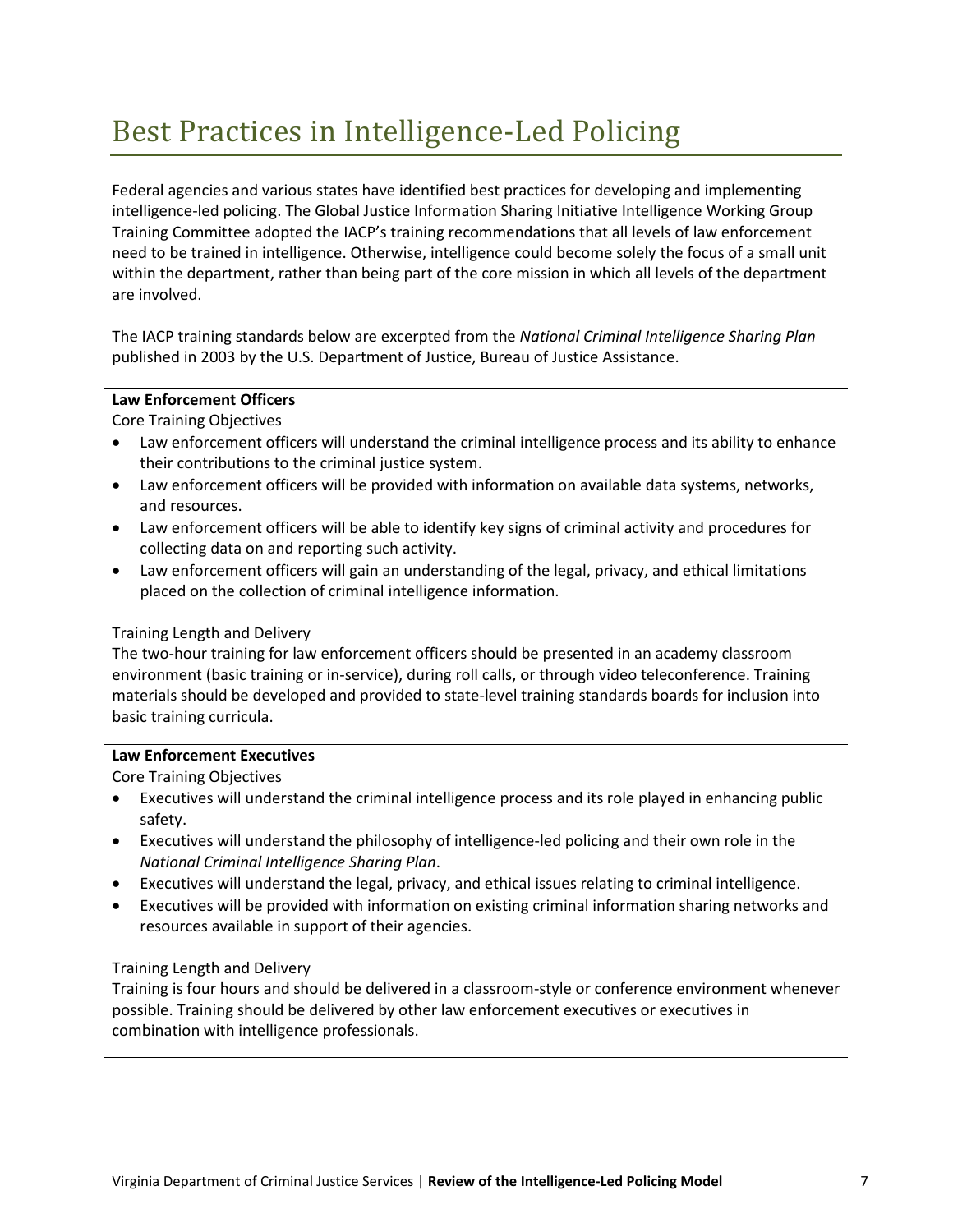# Best Practices in Intelligence-Led Policing

Federal agencies and various states have identified best practices for developing and implementing intelligence-led policing. The Global Justice Information Sharing Initiative Intelligence Working Group Training Committee adopted the IACP's training recommendations that all levels of law enforcement need to be trained in intelligence. Otherwise, intelligence could become solely the focus of a small unit within the department, rather than being part of the core mission in which all levels of the department are involved.

The IACP training standards below are excerpted from the *National Criminal Intelligence Sharing Plan* published in 2003 by the U.S. Department of Justice, Bureau of Justice Assistance.

**Law Enforcement Officers**

Core Training Objectives

- Law enforcement officers will understand the criminal intelligence process and its ability to enhance their contributions to the criminal justice system.
- Law enforcement officers will be provided with information on available data systems, networks, and resources.
- Law enforcement officers will be able to identify key signs of criminal activity and procedures for collecting data on and reporting such activity.
- Law enforcement officers will gain an understanding of the legal, privacy, and ethical limitations placed on the collection of criminal intelligence information.

Training Length and Delivery

The two-hour training for law enforcement officers should be presented in an academy classroom environment (basic training or in-service), during roll calls, or through video teleconference. Training materials should be developed and provided to state-level training standards boards for inclusion into basic training curricula.

**Law Enforcement Executives**

Core Training Objectives

- Executives will understand the criminal intelligence process and its role played in enhancing public safety.
- Executives will understand the philosophy of intelligence-led policing and their own role in the *National Criminal Intelligence Sharing Plan*.
- Executives will understand the legal, privacy, and ethical issues relating to criminal intelligence.
- Executives will be provided with information on existing criminal information sharing networks and resources available in support of their agencies.

Training Length and Delivery

Training is four hours and should be delivered in a classroom-style or conference environment whenever possible. Training should be delivered by other law enforcement executives or executives in combination with intelligence professionals.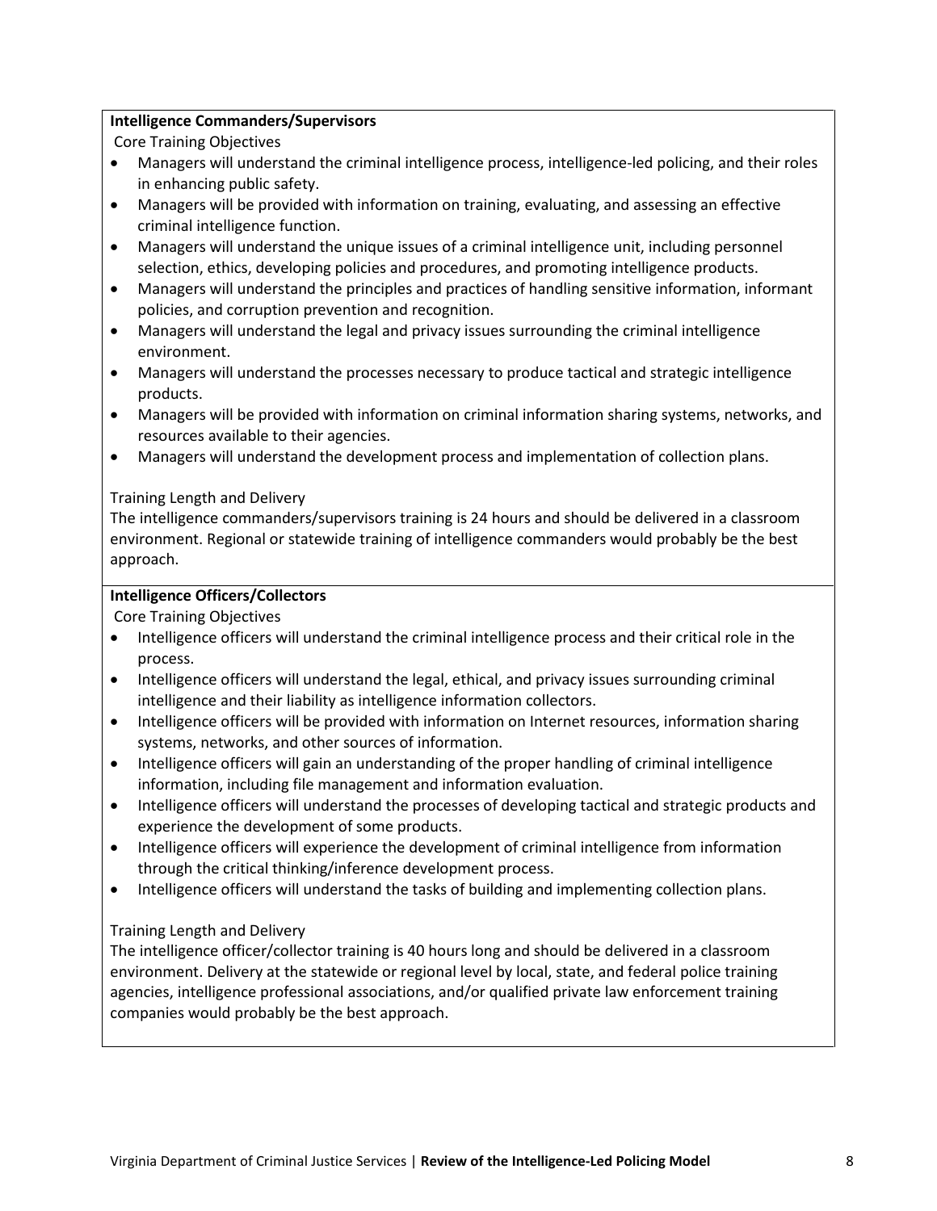**Intelligence Commanders/Supervisors**

Core Training Objectives

- Managers will understand the criminal intelligence process, intelligence-led policing, and their roles in enhancing public safety.
- Managers will be provided with information on training, evaluating, and assessing an effective criminal intelligence function.
- Managers will understand the unique issues of a criminal intelligence unit, including personnel selection, ethics, developing policies and procedures, and promoting intelligence products.
- Managers will understand the principles and practices of handling sensitive information, informant policies, and corruption prevention and recognition.
- Managers will understand the legal and privacy issues surrounding the criminal intelligence environment.
- Managers will understand the processes necessary to produce tactical and strategic intelligence products.
- Managers will be provided with information on criminal information sharing systems, networks, and resources available to their agencies.
- Managers will understand the development process and implementation of collection plans.

Training Length and Delivery

The intelligence commanders/supervisors training is 24 hours and should be delivered in a classroom environment. Regional or statewide training of intelligence commanders would probably be the best approach.

**Intelligence Officers/Collectors**

Core Training Objectives

- Intelligence officers will understand the criminal intelligence process and their critical role in the process.
- Intelligence officers will understand the legal, ethical, and privacy issues surrounding criminal intelligence and their liability as intelligence information collectors.
- Intelligence officers will be provided with information on Internet resources, information sharing systems, networks, and other sources of information.
- Intelligence officers will gain an understanding of the proper handling of criminal intelligence information, including file management and information evaluation.
- Intelligence officers will understand the processes of developing tactical and strategic products and experience the development of some products.
- Intelligence officers will experience the development of criminal intelligence from information through the critical thinking/inference development process.
- Intelligence officers will understand the tasks of building and implementing collection plans.

Training Length and Delivery

The intelligence officer/collector training is 40 hours long and should be delivered in a classroom environment. Delivery at the statewide or regional level by local, state, and federal police training agencies, intelligence professional associations, and/or qualified private law enforcement training companies would probably be the best approach.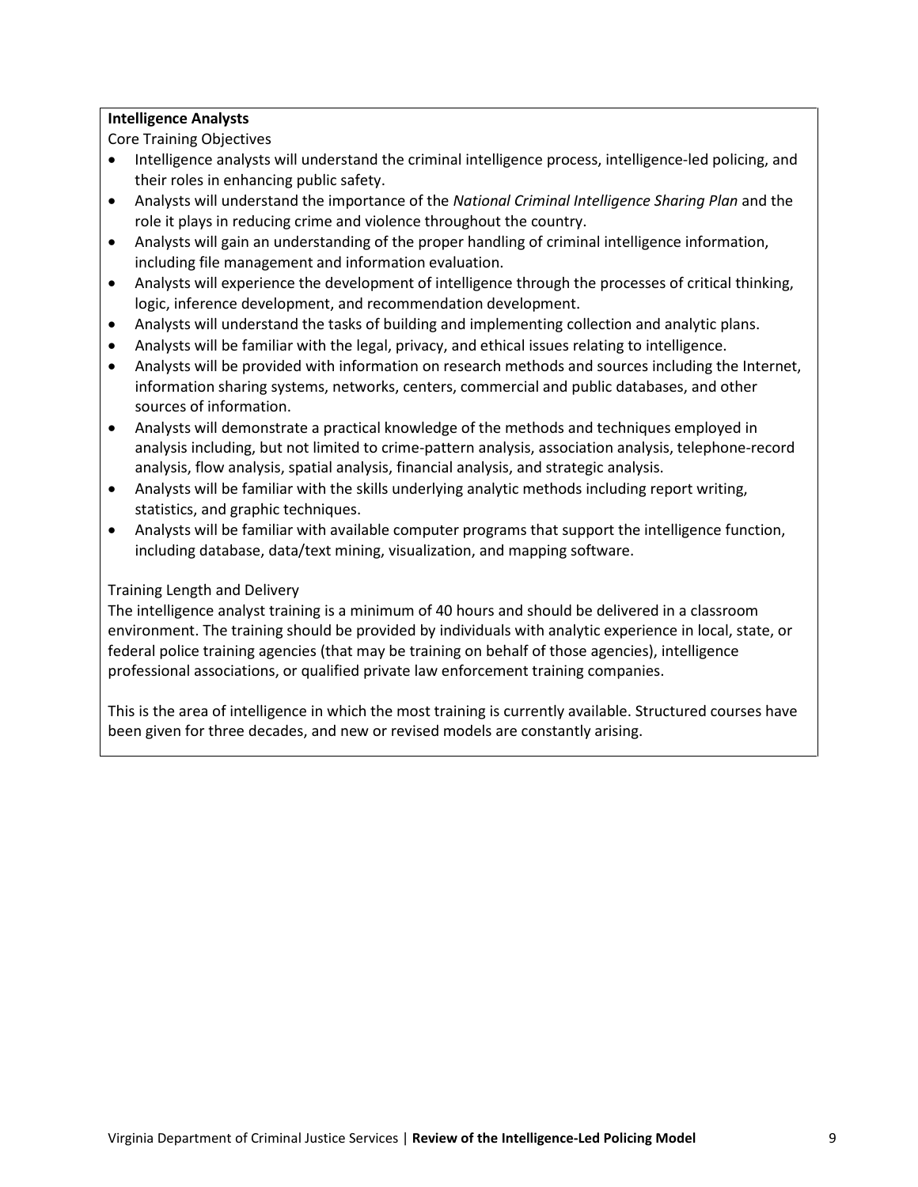**Intelligence Analysts**

Core Training Objectives

- Intelligence analysts will understand the criminal intelligence process, intelligence-led policing, and their roles in enhancing public safety.
- Analysts will understand the importance of the *National Criminal Intelligence Sharing Plan* and the role it plays in reducing crime and violence throughout the country.
- Analysts will gain an understanding of the proper handling of criminal intelligence information, including file management and information evaluation.
- Analysts will experience the development of intelligence through the processes of critical thinking, logic, inference development, and recommendation development.
- Analysts will understand the tasks of building and implementing collection and analytic plans.
- Analysts will be familiar with the legal, privacy, and ethical issues relating to intelligence.
- Analysts will be provided with information on research methods and sources including the Internet, information sharing systems, networks, centers, commercial and public databases, and other sources of information.
- Analysts will demonstrate a practical knowledge of the methods and techniques employed in analysis including, but not limited to crime-pattern analysis, association analysis, telephone-record analysis, flow analysis, spatial analysis, financial analysis, and strategic analysis.
- Analysts will be familiar with the skills underlying analytic methods including report writing, statistics, and graphic techniques.
- Analysts will be familiar with available computer programs that support the intelligence function, including database, data/text mining, visualization, and mapping software.

Training Length and Delivery

The intelligence analyst training is a minimum of 40 hours and should be delivered in a classroom environment. The training should be provided by individuals with analytic experience in local, state, or federal police training agencies (that may be training on behalf of those agencies), intelligence professional associations, or qualified private law enforcement training companies.

This is the area of intelligence in which the most training is currently available. Structured courses have been given for three decades, and new or revised models are constantly arising.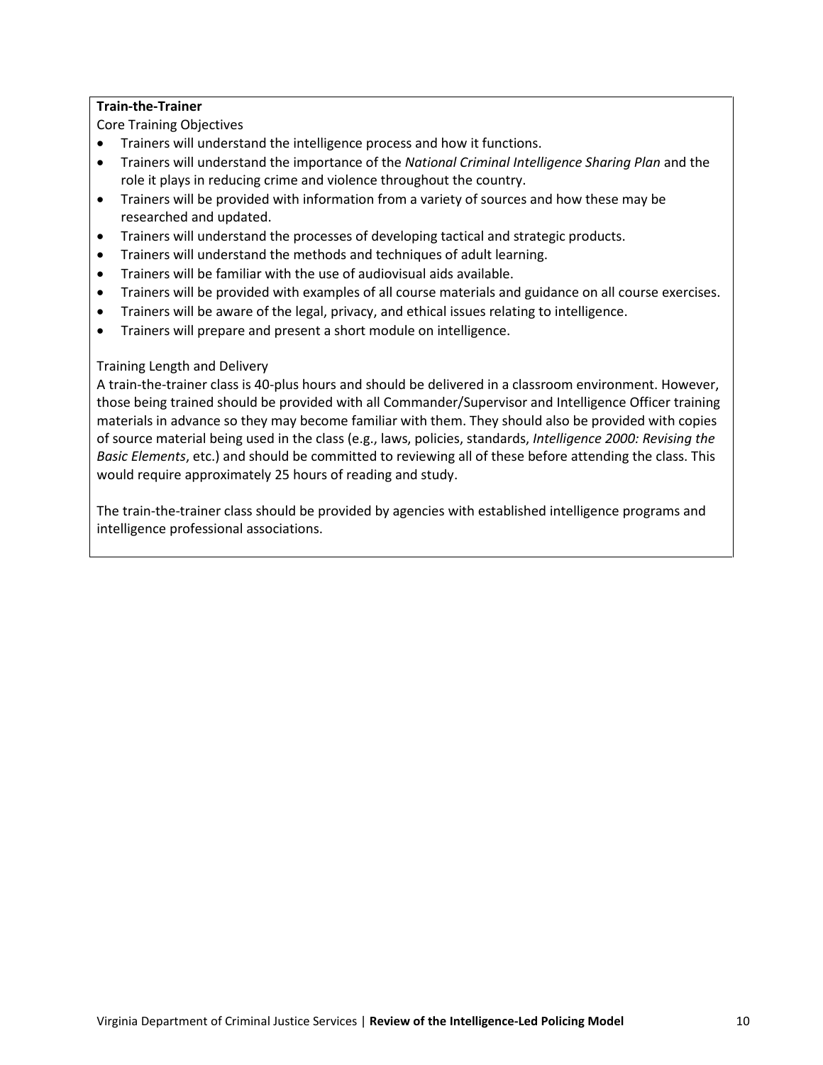**Train-the-Trainer**

Core Training Objectives

- Trainers will understand the intelligence process and how it functions.
- Trainers will understand the importance of the *National Criminal Intelligence Sharing Plan* and the role it plays in reducing crime and violence throughout the country.
- Trainers will be provided with information from a variety of sources and how these may be researched and updated.
- Trainers will understand the processes of developing tactical and strategic products.
- Trainers will understand the methods and techniques of adult learning.
- Trainers will be familiar with the use of audiovisual aids available.
- Trainers will be provided with examples of all course materials and guidance on all course exercises.
- Trainers will be aware of the legal, privacy, and ethical issues relating to intelligence.
- Trainers will prepare and present a short module on intelligence.

Training Length and Delivery

A train-the-trainer class is 40-plus hours and should be delivered in a classroom environment. However, those being trained should be provided with all Commander/Supervisor and Intelligence Officer training materials in advance so they may become familiar with them. They should also be provided with copies of source material being used in the class (e.g., laws, policies, standards, *Intelligence 2000: Revising the Basic Elements*, etc.) and should be committed to reviewing all of these before attending the class. This would require approximately 25 hours of reading and study.

The train-the-trainer class should be provided by agencies with established intelligence programs and intelligence professional associations.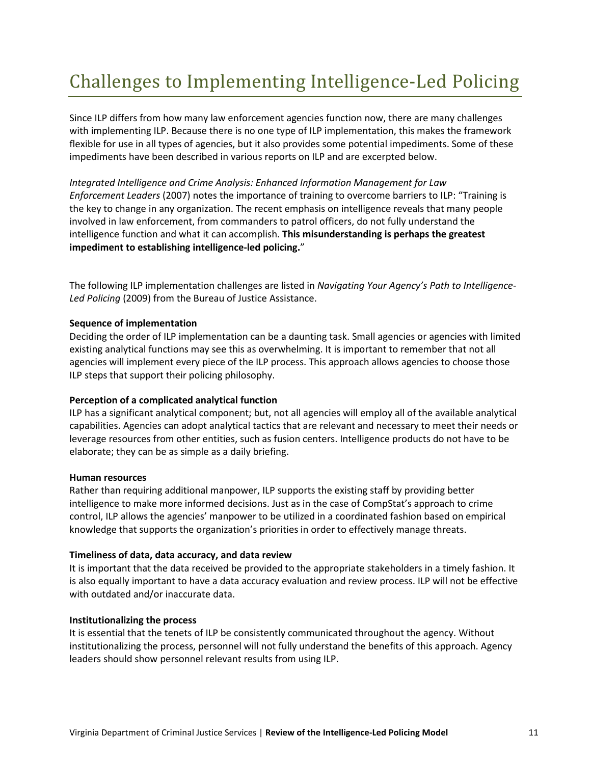# Challenges to Implementing Intelligence-Led Policing

Since ILP differs from how many law enforcement agencies function now, there are many challenges with implementing ILP. Because there is no one type of ILP implementation, this makes the framework flexible for use in all types of agencies, but it also provides some potential impediments. Some of these impediments have been described in various reports on ILP and are excerpted below.

*Integrated Intelligence and Crime Analysis: Enhanced Information Management for Law Enforcement Leaders* (2007) notes the importance of training to overcome barriers to ILP: "Training is the key to change in any organization. The recent emphasis on intelligence reveals that many people involved in law enforcement, from commanders to patrol officers, do not fully understand the intelligence function and what it can accomplish. **This misunderstanding is perhaps the greatest impediment to establishing intelligence-led policing.**"

The following ILP implementation challenges are listed in *Navigating Your Agency's Path to Intelligence-Led Policing* (2009) from the Bureau of Justice Assistance.

**Sequence of implementation**
Deciding the order of ILP implementation can be a daunting task. Small agencies or agencies with limited existing analytical functions may see this as overwhelming. It is important to remember that not all agencies will implement every piece of the ILP process. This approach allows agencies to choose those ILP steps that support their policing philosophy.

**Perception of a complicated analytical function**
ILP has a significant analytical component; but, not all agencies will employ all of the available analytical capabilities. Agencies can adopt analytical tactics that are relevant and necessary to meet their needs or leverage resources from other entities, such as fusion centers. Intelligence products do not have to be elaborate; they can be as simple as a daily briefing.

**Human resources**
Rather than requiring additional manpower, ILP supports the existing staff by providing better intelligence to make more informed decisions. Just as in the case of CompStat's approach to crime control, ILP allows the agencies' manpower to be utilized in a coordinated fashion based on empirical knowledge that supports the organization's priorities in order to effectively manage threats.

**Timeliness of data, data accuracy, and data review**
It is important that the data received be provided to the appropriate stakeholders in a timely fashion. It is also equally important to have a data accuracy evaluation and review process. ILP will not be effective with outdated and/or inaccurate data.

**Institutionalizing the process**
It is essential that the tenets of ILP be consistently communicated throughout the agency. Without institutionalizing the process, personnel will not fully understand the benefits of this approach. Agency leaders should show personnel relevant results from using ILP.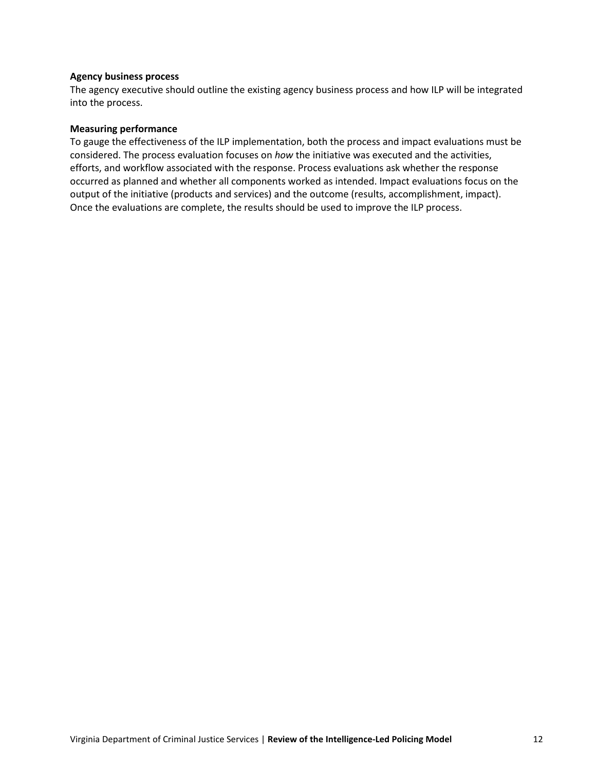**Agency business process**

The agency executive should outline the existing agency business process and how ILP will be integrated into the process.

**Measuring performance**

To gauge the effectiveness of the ILP implementation, both the process and impact evaluations must be considered. The process evaluation focuses on *how* the initiative was executed and the activities, efforts, and workflow associated with the response. Process evaluations ask whether the response occurred as planned and whether all components worked as intended. Impact evaluations focus on the output of the initiative (products and services) and the outcome (results, accomplishment, impact). Once the evaluations are complete, the results should be used to improve the ILP process.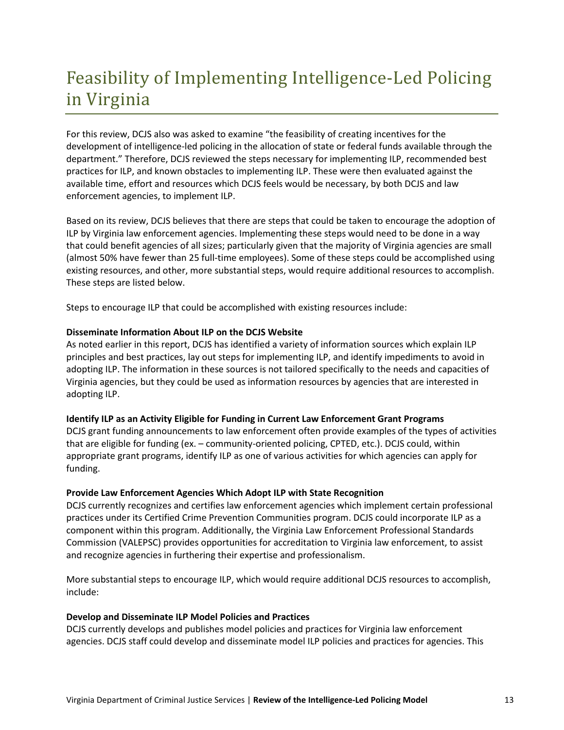# Feasibility of Implementing Intelligence-Led Policing in Virginia

For this review, DCJS also was asked to examine "the feasibility of creating incentives for the development of intelligence-led policing in the allocation of state or federal funds available through the department." Therefore, DCJS reviewed the steps necessary for implementing ILP, recommended best practices for ILP, and known obstacles to implementing ILP. These were then evaluated against the available time, effort and resources which DCJS feels would be necessary, by both DCJS and law enforcement agencies, to implement ILP.

Based on its review, DCJS believes that there are steps that could be taken to encourage the adoption of ILP by Virginia law enforcement agencies. Implementing these steps would need to be done in a way that could benefit agencies of all sizes; particularly given that the majority of Virginia agencies are small (almost 50% have fewer than 25 full-time employees). Some of these steps could be accomplished using existing resources, and other, more substantial steps, would require additional resources to accomplish. These steps are listed below.

Steps to encourage ILP that could be accomplished with existing resources include:

**Disseminate Information About ILP on the DCJS Website**

As noted earlier in this report, DCJS has identified a variety of information sources which explain ILP principles and best practices, lay out steps for implementing ILP, and identify impediments to avoid in adopting ILP. The information in these sources is not tailored specifically to the needs and capacities of Virginia agencies, but they could be used as information resources by agencies that are interested in adopting ILP.

**Identify ILP as an Activity Eligible for Funding in Current Law Enforcement Grant Programs**

DCJS grant funding announcements to law enforcement often provide examples of the types of activities that are eligible for funding (ex. – community-oriented policing, CPTED, etc.). DCJS could, within appropriate grant programs, identify ILP as one of various activities for which agencies can apply for funding.

**Provide Law Enforcement Agencies Which Adopt ILP with State Recognition**

DCJS currently recognizes and certifies law enforcement agencies which implement certain professional practices under its Certified Crime Prevention Communities program. DCJS could incorporate ILP as a component within this program. Additionally, the Virginia Law Enforcement Professional Standards Commission (VALEPSC) provides opportunities for accreditation to Virginia law enforcement, to assist and recognize agencies in furthering their expertise and professionalism.

More substantial steps to encourage ILP, which would require additional DCJS resources to accomplish, include:

**Develop and Disseminate ILP Model Policies and Practices**

DCJS currently develops and publishes model policies and practices for Virginia law enforcement agencies. DCJS staff could develop and disseminate model ILP policies and practices for agencies. This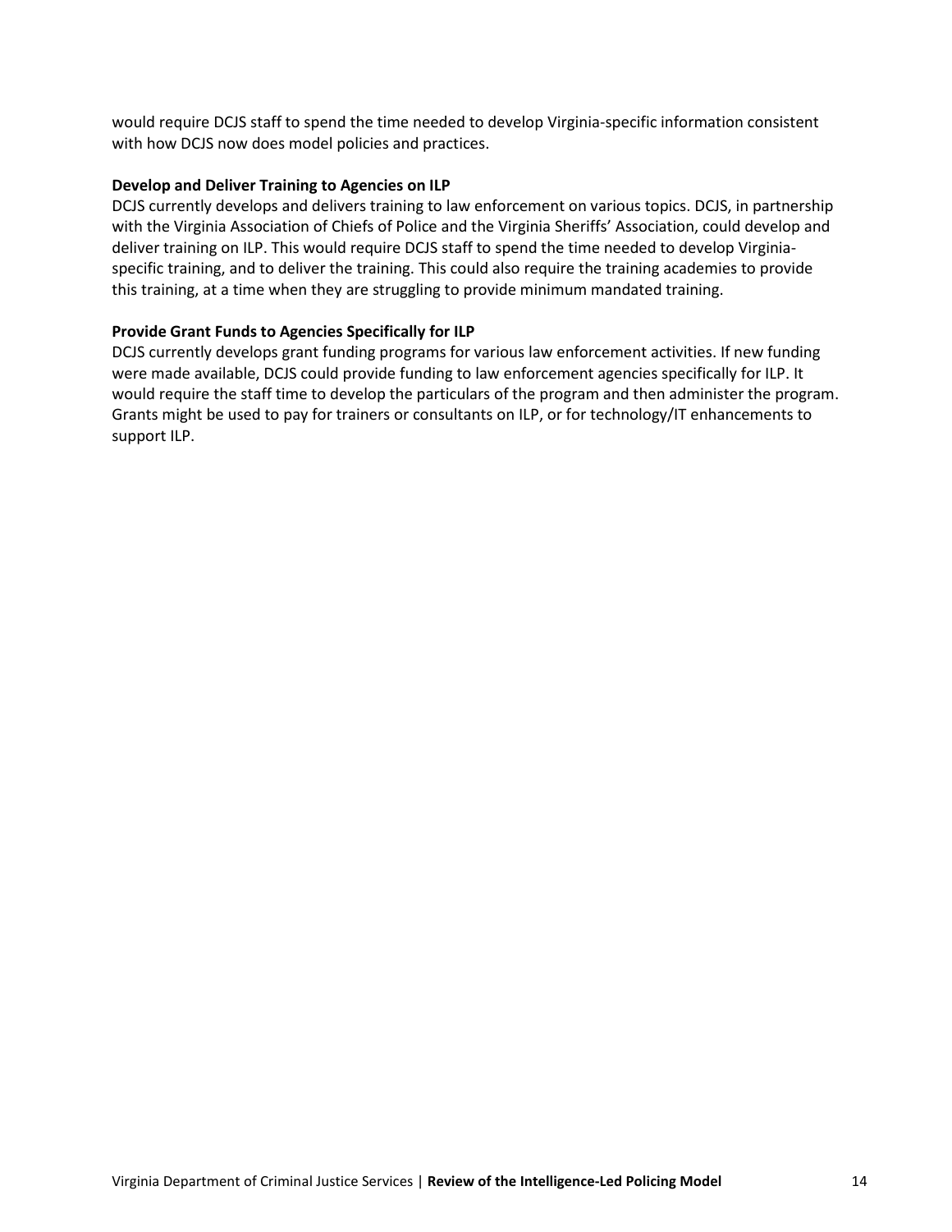would require DCJS staff to spend the time needed to develop Virginia-specific information consistent with how DCJS now does model policies and practices.

**Develop and Deliver Training to Agencies on ILP**

DCJS currently develops and delivers training to law enforcement on various topics. DCJS, in partnership with the Virginia Association of Chiefs of Police and the Virginia Sheriffs' Association, could develop and deliver training on ILP. This would require DCJS staff to spend the time needed to develop Virginia-specific training, and to deliver the training. This could also require the training academies to provide this training, at a time when they are struggling to provide minimum mandated training.

**Provide Grant Funds to Agencies Specifically for ILP**

DCJS currently develops grant funding programs for various law enforcement activities. If new funding were made available, DCJS could provide funding to law enforcement agencies specifically for ILP. It would require the staff time to develop the particulars of the program and then administer the program. Grants might be used to pay for trainers or consultants on ILP, or for technology/IT enhancements to support ILP.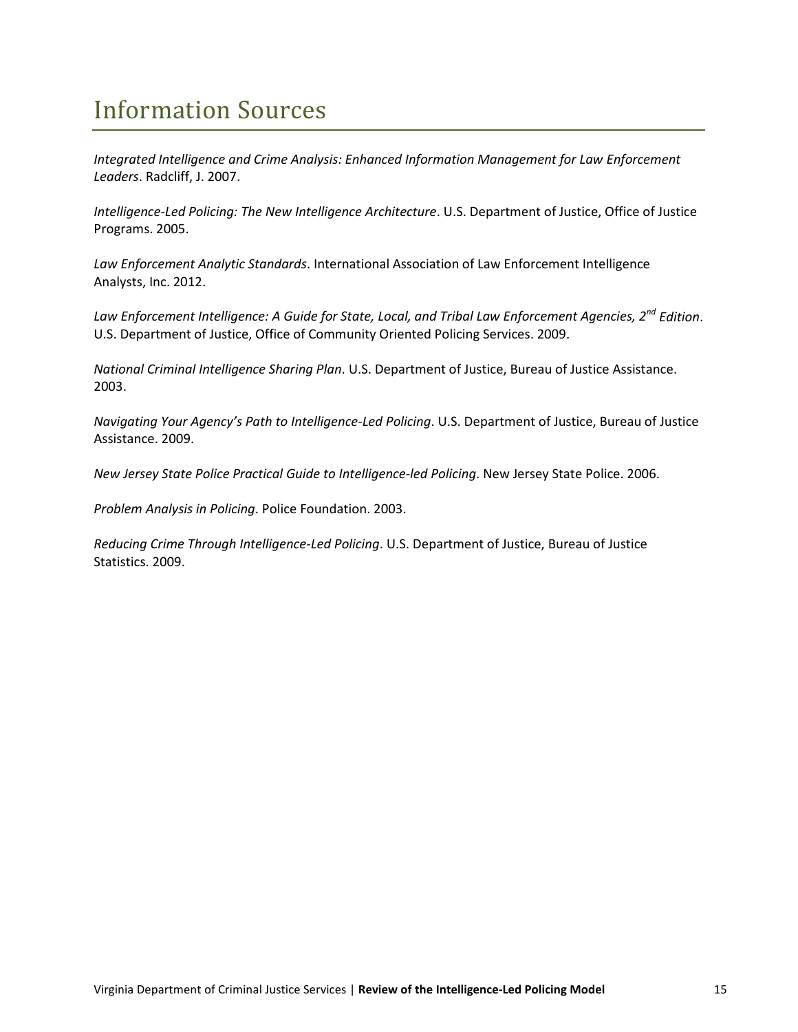# Information Sources

*Integrated Intelligence and Crime Analysis: Enhanced Information Management for Law Enforcement Leaders*. Radcliff, J. 2007.

*Intelligence-Led Policing: The New Intelligence Architecture*. U.S. Department of Justice, Office of Justice Programs. 2005.

*Law Enforcement Analytic Standards*. International Association of Law Enforcement Intelligence Analysts, Inc. 2012.

*Law Enforcement Intelligence: A Guide for State, Local, and Tribal Law Enforcement Agencies, 2nd Edition*. U.S. Department of Justice, Office of Community Oriented Policing Services. 2009.

*National Criminal Intelligence Sharing Plan*. U.S. Department of Justice, Bureau of Justice Assistance. 2003.

*Navigating Your Agency's Path to Intelligence-Led Policing*. U.S. Department of Justice, Bureau of Justice Assistance. 2009.

*New Jersey State Police Practical Guide to Intelligence-led Policing*. New Jersey State Police. 2006.

*Problem Analysis in Policing*. Police Foundation. 2003.

*Reducing Crime Through Intelligence-Led Policing*. U.S. Department of Justice, Bureau of Justice Statistics. 2009.